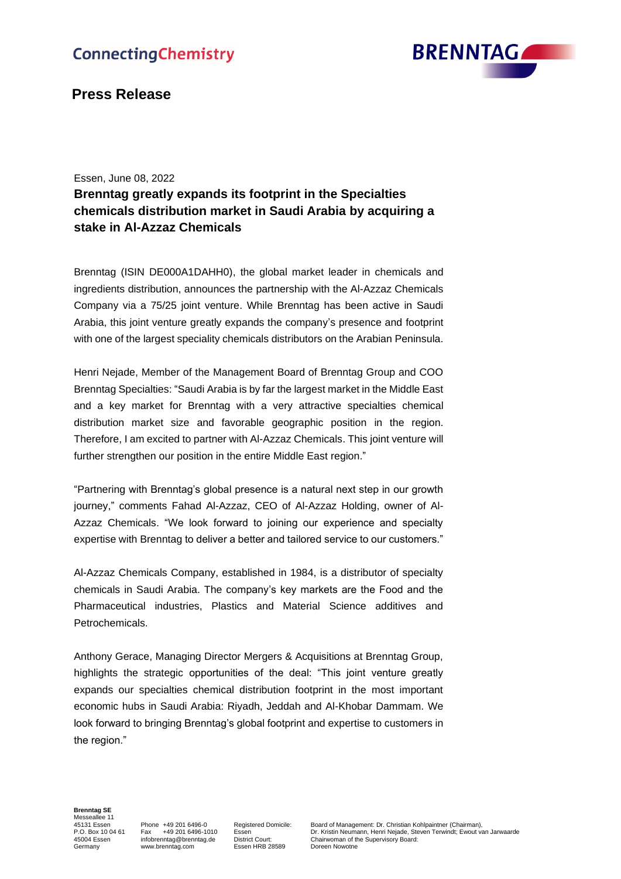# Press Release

Essen, June 08, 2022

## Brenntag greatly expands its footprint in the Specialties chemicals distribution market in Saudi Arabia by acquiring a stake in Al-Azzaz Chemicals

Brenntag (ISIN DE000A1DAHH0), the global market leader in chemicals and ingredients distribution, announces the partnership with the Al-Azzaz Chemicals Company via a 75/25 joint venture. While Brenntag has been active in Saudi Arabia, this joint venture greatly expands the company's presence and footprint with one of the largest speciality chemicals distributors on the Arabian Peninsula.

Henri Nejade, Member of the Management Board of Brenntag Group and COO Brenntag Specialties: "Saudi Arabia is by far the largest market in the Middle East and a key market for Brenntag with a very attractive specialties chemical distribution market size and favorable geographic position in the region. Therefore, I am excited to partner with Al-Azzaz Chemicals. This joint venture will further strengthen our position in the entire Middle East region."

"Partnering with Brenntag's global presence is a natural next step in our growth journey," comments Fahad Al-Azzaz, CEO of Al-Azzaz Holding, owner of Al-Azzaz Chemicals. "We look forward to joining our experience and specialty expertise with Brenntag to deliver a better and tailored service to our customers."

Al-Azzaz Chemicals Company, established in 1984, is a distributor of specialty chemicals in Saudi Arabia. The company's key markets are the Food and the Pharmaceutical industries, Plastics and Material Science additives and Petrochemicals.

Anthony Gerace, Managing Director Mergers & Acquisitions at Brenntag Group, highlights the strategic opportunities of the deal: "This joint venture greatly expands our specialties chemical distribution footprint in the most important economic hubs in Saudi Arabia: Riyadh, Jeddah and Al-Khobar Dammam. We look forward to bringing Brenntag's global footprint and expertise to customers in the region."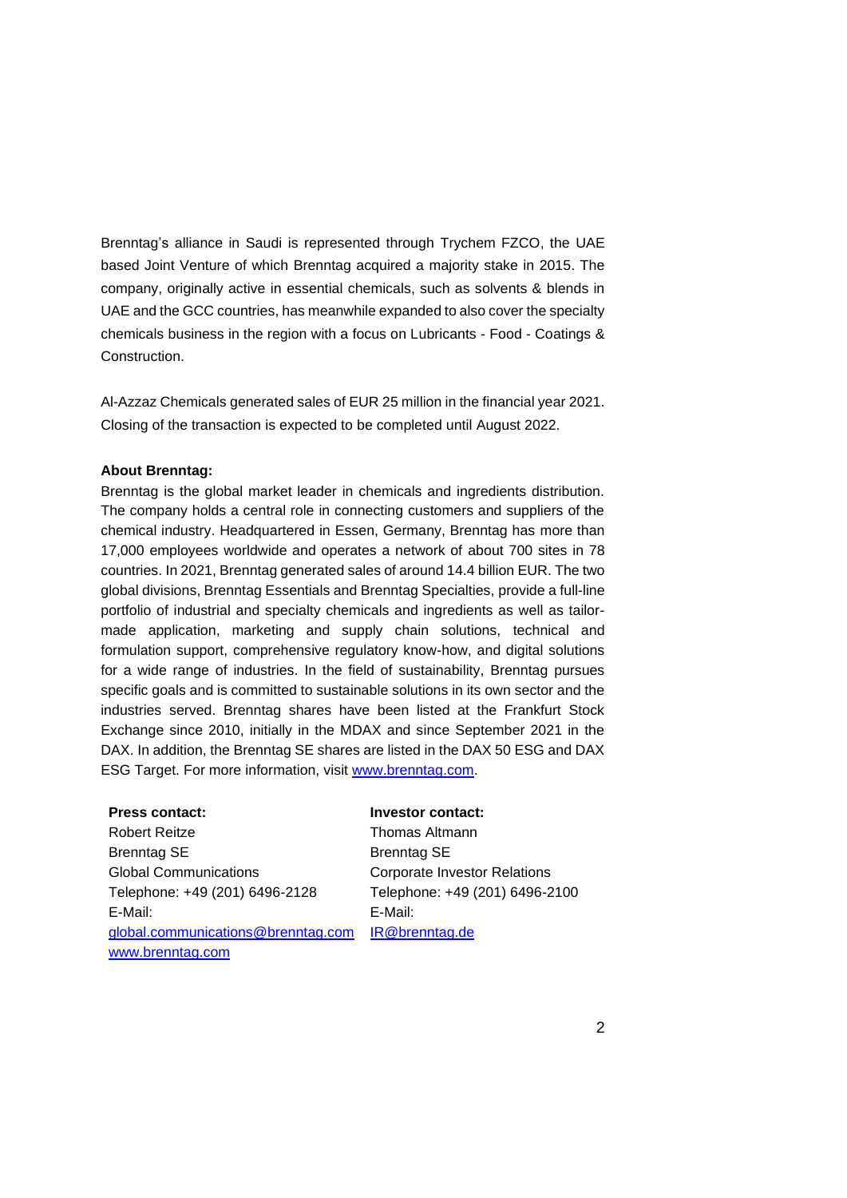Brenntag's alliance in Saudi is represented through Trychem FZCO, the UAE based Joint Venture of which Brenntag acquired a majority stake in 2015. The company, originally active in essential chemicals, such as solvents & blends in UAE and the GCC countries, has meanwhile expanded to also cover the specialty chemicals business in the region with a focus on Lubricants - Food - Coatings & Construction.

Al-Azzaz Chemicals generated sales of EUR 25 million in the financial year 2021. Closing of the transaction is expected to be completed until August 2022.

**About Brenntag:**

Brenntag is the global market leader in chemicals and ingredients distribution. The company holds a central role in connecting customers and suppliers of the chemical industry. Headquartered in Essen, Germany, Brenntag has more than 17,000 employees worldwide and operates a network of about 700 sites in 78 countries. In 2021, Brenntag generated sales of around 14.4 billion EUR. The two global divisions, Brenntag Essentials and Brenntag Specialties, provide a full-line portfolio of industrial and specialty chemicals and ingredients as well as tailor-made application, marketing and supply chain solutions, technical and formulation support, comprehensive regulatory know-how, and digital solutions for a wide range of industries. In the field of sustainability, Brenntag pursues specific goals and is committed to sustainable solutions in its own sector and the industries served. Brenntag shares have been listed at the Frankfurt Stock Exchange since 2010, initially in the MDAX and since September 2021 in the DAX. In addition, the Brenntag SE shares are listed in the DAX 50 ESG and DAX ESG Target. For more information, visit www.brenntag.com.

**Press contact:**
Robert Reitze
Brenntag SE
Global Communications
Telephone: +49 (201) 6496-2128
E-Mail:
global.communications@brenntag.com
www.brenntag.com

**Investor contact:**
Thomas Altmann
Brenntag SE
Corporate Investor Relations
Telephone: +49 (201) 6496-2100
E-Mail:
IR@brenntag.de